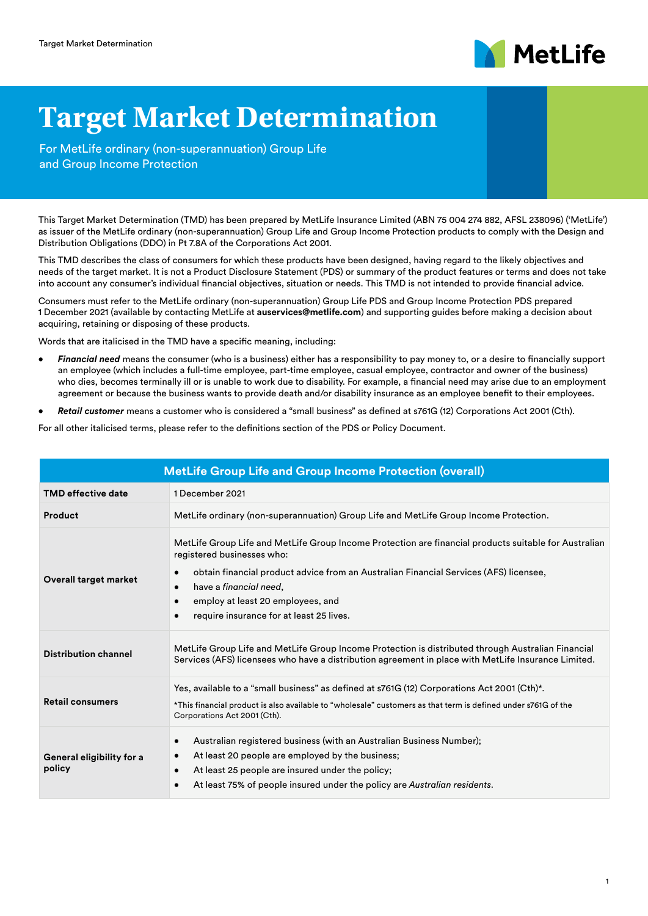# Target Market Determination

For MetLife ordinary (non-superannuation) Group Life and Group Income Protection

This Target Market Determination (TMD) has been prepared by MetLife Insurance Limited (ABN 75 004 274 882, AFSL 238096) ('MetLife') as issuer of the MetLife ordinary (non-superannuation) Group Life and Group Income Protection products to comply with the Design and Distribution Obligations (DDO) in Pt 7.8A of the Corporations Act 2001.

This TMD describes the class of consumers for which these products have been designed, having regard to the likely objectives and needs of the target market. It is not a Product Disclosure Statement (PDS) or summary of the product features or terms and does not take into account any consumer's individual financial objectives, situation or needs. This TMD is not intended to provide financial advice.

Consumers must refer to the MetLife ordinary (non-superannuation) Group Life PDS and Group Income Protection PDS prepared 1 December 2021 (available by contacting MetLife at **auservices@metlife.com**) and supporting guides before making a decision about acquiring, retaining or disposing of these products.

Words that are italicised in the TMD have a specific meaning, including:

- ***Financial need*** means the consumer (who is a business) either has a responsibility to pay money to, or a desire to financially support an employee (which includes a full-time employee, part-time employee, casual employee, contractor and owner of the business) who dies, becomes terminally ill or is unable to work due to disability. For example, a financial need may arise due to an employment agreement or because the business wants to provide death and/or disability insurance as an employee benefit to their employees.
- ***Retail customer*** means a customer who is considered a "small business" as defined at s761G (12) Corporations Act 2001 (Cth).

For all other italicised terms, please refer to the definitions section of the PDS or Policy Document.

| MetLife Group Life and Group Income Protection (overall) | |
|---|---|
| **TMD effective date** | 1 December 2021 |
| **Product** | MetLife ordinary (non-superannuation) Group Life and MetLife Group Income Protection. |
| **Overall target market** | MetLife Group Life and MetLife Group Income Protection are financial products suitable for Australian registered businesses who:<br>• obtain financial product advice from an Australian Financial Services (AFS) licensee,<br>• have a *financial need*,<br>• employ at least 20 employees, and<br>• require insurance for at least 25 lives. |
| **Distribution channel** | MetLife Group Life and MetLife Group Income Protection is distributed through Australian Financial Services (AFS) licensees who have a distribution agreement in place with MetLife Insurance Limited. |
| **Retail consumers** | Yes, available to a "small business" as defined at s761G (12) Corporations Act 2001 (Cth)*.<br>*This financial product is also available to "wholesale" customers as that term is defined under s761G of the Corporations Act 2001 (Cth). |
| **General eligibility for a policy** | • Australian registered business (with an Australian Business Number);<br>• At least 20 people are employed by the business;<br>• At least 25 people are insured under the policy;<br>• At least 75% of people insured under the policy are *Australian residents*. |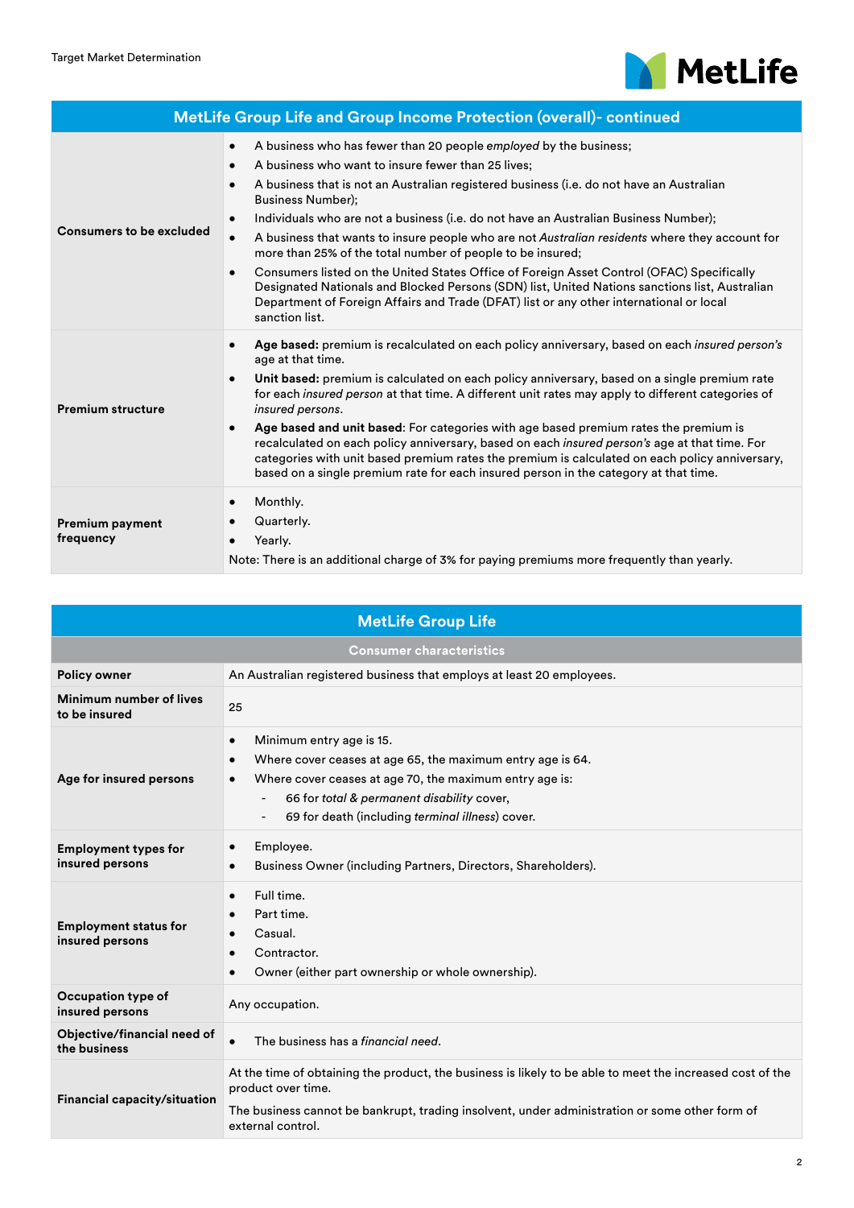| MetLife Group Life and Group Income Protection (overall)- continued | |
|---|---|
| **Consumers to be excluded** | • A business who has fewer than 20 people *employed* by the business;<br>• A business who want to insure fewer than 25 lives;<br>• A business that is not an Australian registered business (i.e. do not have an Australian Business Number);<br>• Individuals who are not a business (i.e. do not have an Australian Business Number);<br>• A business that wants to insure people who are not *Australian residents* where they account for more than 25% of the total number of people to be insured;<br>• Consumers listed on the United States Office of Foreign Asset Control (OFAC) Specifically Designated Nationals and Blocked Persons (SDN) list, United Nations sanctions list, Australian Department of Foreign Affairs and Trade (DFAT) list or any other international or local sanction list. |
| **Premium structure** | • **Age based:** premium is recalculated on each policy anniversary, based on each *insured person's* age at that time.<br>• **Unit based:** premium is calculated on each policy anniversary, based on a single premium rate for each *insured person* at that time. A different unit rates may apply to different categories of *insured persons*.<br>• **Age based and unit based**: For categories with age based premium rates the premium is recalculated on each policy anniversary, based on each *insured person's* age at that time. For categories with unit based premium rates the premium is calculated on each policy anniversary, based on a single premium rate for each insured person in the category at that time. |
| **Premium payment frequency** | • Monthly.<br>• Quarterly.<br>• Yearly.<br>Note: There is an additional charge of 3% for paying premiums more frequently than yearly. |

| MetLife Group Life | |
|---|---|
| **Consumer characteristics** | |
| **Policy owner** | An Australian registered business that employs at least 20 employees. |
| **Minimum number of lives to be insured** | 25 |
| **Age for insured persons** | • Minimum entry age is 15.<br>• Where cover ceases at age 65, the maximum entry age is 64.<br>• Where cover ceases at age 70, the maximum entry age is:<br>  - 66 for *total & permanent disability* cover,<br>  - 69 for death (including *terminal illness*) cover. |
| **Employment types for insured persons** | • Employee.<br>• Business Owner (including Partners, Directors, Shareholders). |
| **Employment status for insured persons** | • Full time.<br>• Part time.<br>• Casual.<br>• Contractor.<br>• Owner (either part ownership or whole ownership). |
| **Occupation type of insured persons** | Any occupation. |
| **Objective/financial need of the business** | • The business has a *financial need*. |
| **Financial capacity/situation** | At the time of obtaining the product, the business is likely to be able to meet the increased cost of the product over time.<br>The business cannot be bankrupt, trading insolvent, under administration or some other form of external control. |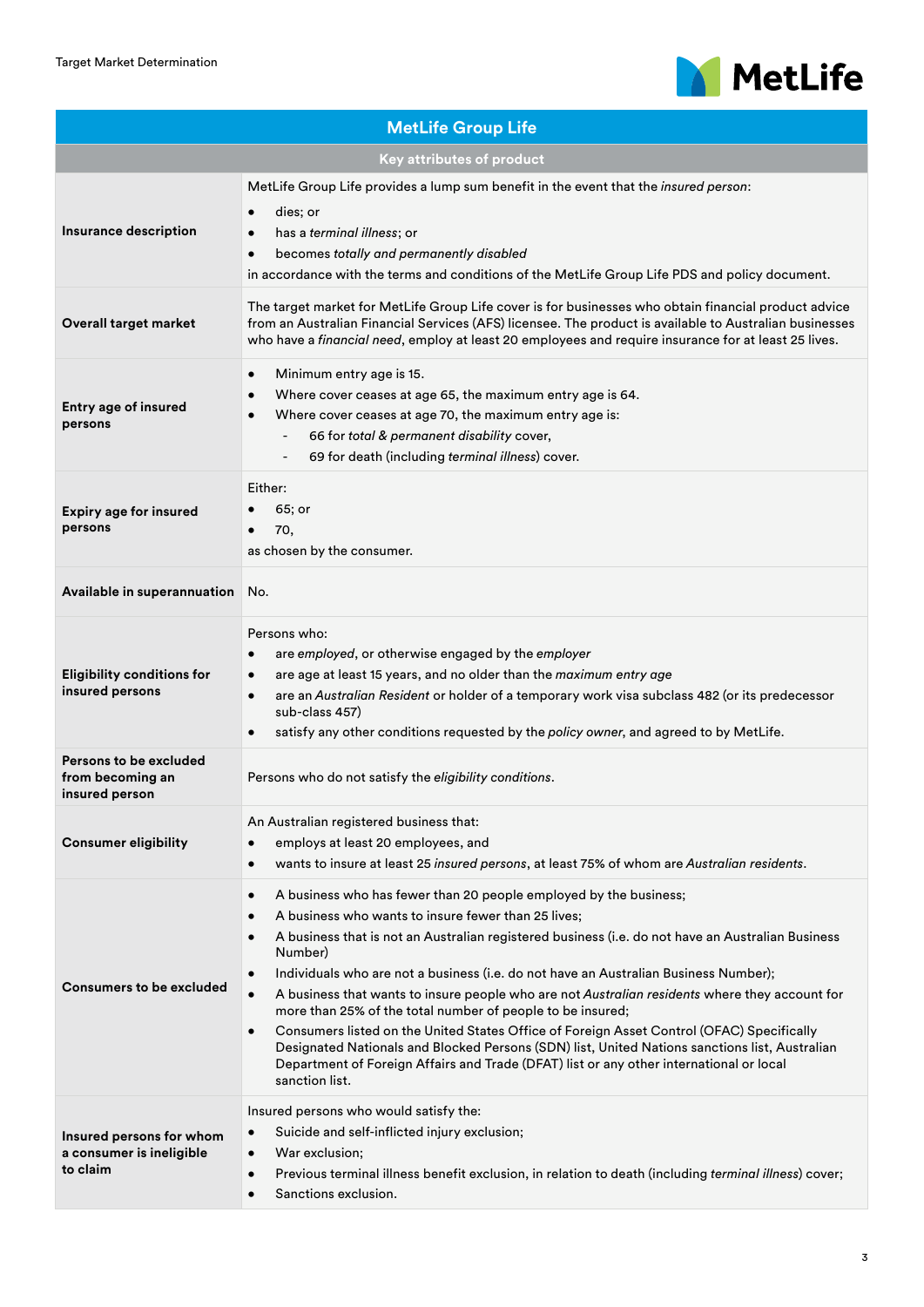| MetLife Group Life | |
|---|---|
| **Key attributes of product** | |
| **Insurance description** | MetLife Group Life provides a lump sum benefit in the event that the *insured person*:<br>• dies; or<br>• has a *terminal illness*; or<br>• becomes *totally and permanently disabled*<br>in accordance with the terms and conditions of the MetLife Group Life PDS and policy document. |
| **Overall target market** | The target market for MetLife Group Life cover is for businesses who obtain financial product advice from an Australian Financial Services (AFS) licensee. The product is available to Australian businesses who have a *financial need*, employ at least 20 employees and require insurance for at least 25 lives. |
| **Entry age of insured persons** | • Minimum entry age is 15.<br>• Where cover ceases at age 65, the maximum entry age is 64.<br>• Where cover ceases at age 70, the maximum entry age is:<br>  - 66 for *total & permanent disability* cover,<br>  - 69 for death (including *terminal illness*) cover. |
| **Expiry age for insured persons** | Either:<br>• 65; or<br>• 70,<br>as chosen by the consumer. |
| **Available in superannuation** | No. |
| **Eligibility conditions for insured persons** | Persons who:<br>• are *employed*, or otherwise engaged by the *employer*<br>• are age at least 15 years, and no older than the *maximum entry age*<br>• are an *Australian Resident* or holder of a temporary work visa subclass 482 (or its predecessor sub-class 457)<br>• satisfy any other conditions requested by the *policy owner*, and agreed to by MetLife. |
| **Persons to be excluded from becoming an insured person** | Persons who do not satisfy the *eligibility conditions*. |
| **Consumer eligibility** | An Australian registered business that:<br>• employs at least 20 employees, and<br>• wants to insure at least 25 *insured persons*, at least 75% of whom are *Australian residents*. |
| **Consumers to be excluded** | • A business who has fewer than 20 people employed by the business;<br>• A business who wants to insure fewer than 25 lives;<br>• A business that is not an Australian registered business (i.e. do not have an Australian Business Number)<br>• Individuals who are not a business (i.e. do not have an Australian Business Number);<br>• A business that wants to insure people who are not *Australian residents* where they account for more than 25% of the total number of people to be insured;<br>• Consumers listed on the United States Office of Foreign Asset Control (OFAC) Specifically Designated Nationals and Blocked Persons (SDN) list, United Nations sanctions list, Australian Department of Foreign Affairs and Trade (DFAT) list or any other international or local sanction list. |
| **Insured persons for whom a consumer is ineligible to claim** | Insured persons who would satisfy the:<br>• Suicide and self-inflicted injury exclusion;<br>• War exclusion;<br>• Previous terminal illness benefit exclusion, in relation to death (including *terminal illness*) cover;<br>• Sanctions exclusion. |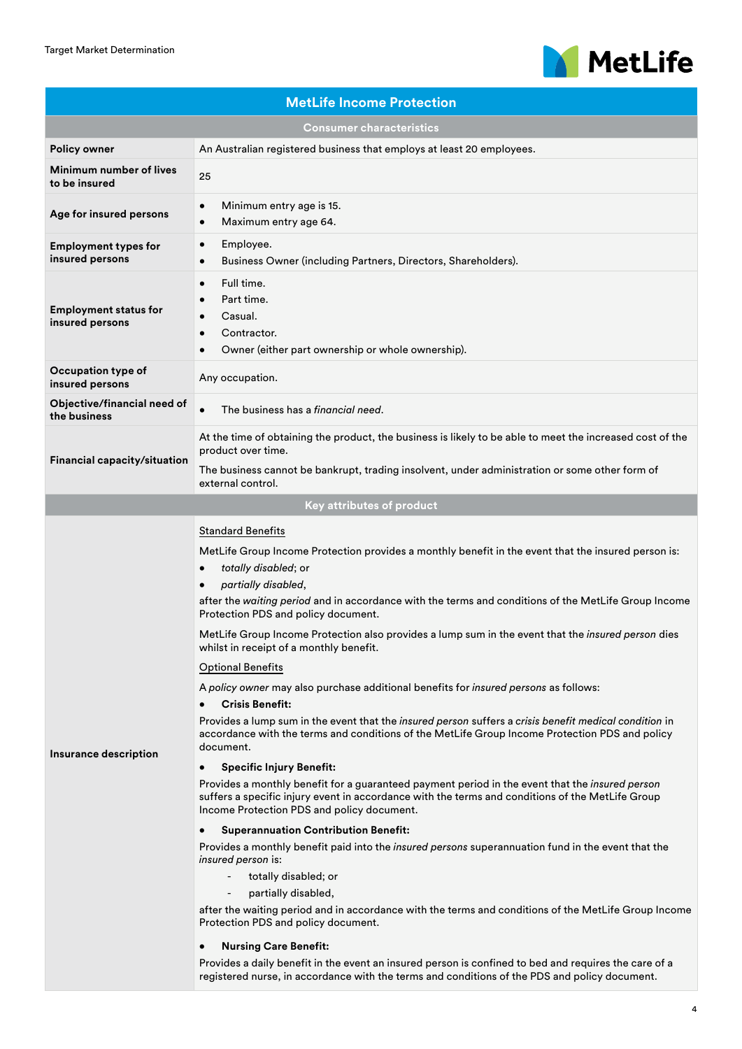| MetLife Income Protection | |
|---|---|
| **Consumer characteristics** | |
| **Policy owner** | An Australian registered business that employs at least 20 employees. |
| **Minimum number of lives to be insured** | 25 |
| **Age for insured persons** | • Minimum entry age is 15.<br>• Maximum entry age 64. |
| **Employment types for insured persons** | • Employee.<br>• Business Owner (including Partners, Directors, Shareholders). |
| **Employment status for insured persons** | • Full time.<br>• Part time.<br>• Casual.<br>• Contractor.<br>• Owner (either part ownership or whole ownership). |
| **Occupation type of insured persons** | Any occupation. |
| **Objective/financial need of the business** | • The business has a *financial need*. |
| **Financial capacity/situation** | At the time of obtaining the product, the business is likely to be able to meet the increased cost of the product over time.<br>The business cannot be bankrupt, trading insolvent, under administration or some other form of external control. |
| **Key attributes of product** | |
| **Insurance description** | Standard Benefits<br>MetLife Group Income Protection provides a monthly benefit in the event that the insured person is:<br>• *totally disabled*; or<br>• *partially disabled*,<br>after the *waiting period* and in accordance with the terms and conditions of the MetLife Group Income Protection PDS and policy document.<br>MetLife Group Income Protection also provides a lump sum in the event that the *insured person* dies whilst in receipt of a monthly benefit.<br>Optional Benefits<br>A *policy owner* may also purchase additional benefits for *insured persons* as follows:<br>• **Crisis Benefit:**<br>Provides a lump sum in the event that the *insured person* suffers a *crisis benefit medical condition* in accordance with the terms and conditions of the MetLife Group Income Protection PDS and policy document.<br>• **Specific Injury Benefit:**<br>Provides a monthly benefit for a guaranteed payment period in the event that the *insured person* suffers a specific injury event in accordance with the terms and conditions of the MetLife Group Income Protection PDS and policy document.<br>• **Superannuation Contribution Benefit:**<br>Provides a monthly benefit paid into the *insured persons* superannuation fund in the event that the *insured person* is:<br>- totally disabled; or<br>- partially disabled,<br>after the waiting period and in accordance with the terms and conditions of the MetLife Group Income Protection PDS and policy document.<br>• **Nursing Care Benefit:**<br>Provides a daily benefit in the event an insured person is confined to bed and requires the care of a registered nurse, in accordance with the terms and conditions of the PDS and policy document. |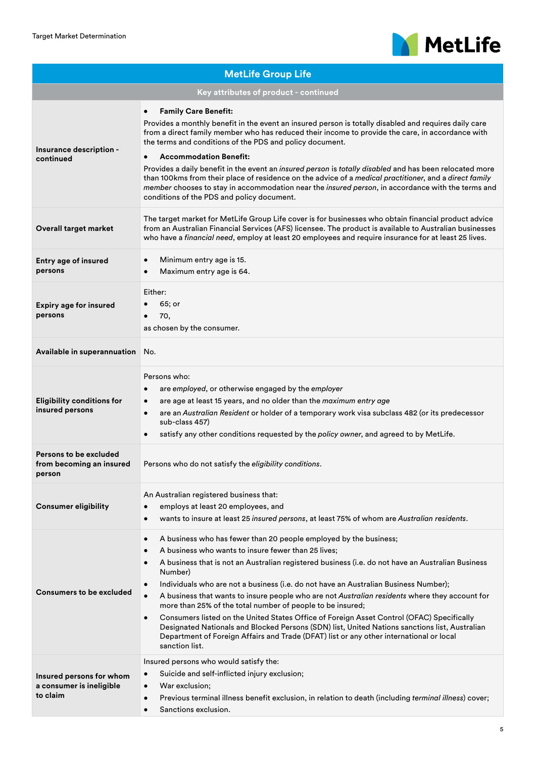## MetLife Group Life

| Key attributes of product - continued | |
|---|---|
| **Insurance description - continued** | • **Family Care Benefit:** Provides a monthly benefit in the event an insured person is totally disabled and requires daily care from a direct family member who has reduced their income to provide the care, in accordance with the terms and conditions of the PDS and policy document. <br> • **Accommodation Benefit:** Provides a daily benefit in the event an *insured person* is *totally disabled* and has been relocated more than 100kms from their place of residence on the advice of a *medical practitioner*, and a *direct family member* chooses to stay in accommodation near the *insured person*, in accordance with the terms and conditions of the PDS and policy document. |
| **Overall target market** | The target market for MetLife Group Life cover is for businesses who obtain financial product advice from an Australian Financial Services (AFS) licensee. The product is available to Australian businesses who have a *financial need*, employ at least 20 employees and require insurance for at least 25 lives. |
| **Entry age of insured persons** | • Minimum entry age is 15. <br> • Maximum entry age is 64. |
| **Expiry age for insured persons** | Either: <br> • 65; or <br> • 70, <br> as chosen by the consumer. |
| **Available in superannuation** | No. |
| **Eligibility conditions for insured persons** | Persons who: <br> • are *employed*, or otherwise engaged by the *employer* <br> • are age at least 15 years, and no older than the *maximum entry age* <br> • are an *Australian Resident* or holder of a temporary work visa subclass 482 (or its predecessor sub-class 457) <br> • satisfy any other conditions requested by the *policy owner*, and agreed to by MetLife. |
| **Persons to be excluded from becoming an insured person** | Persons who do not satisfy the *eligibility conditions*. |
| **Consumer eligibility** | An Australian registered business that: <br> • employs at least 20 employees, and <br> • wants to insure at least 25 *insured persons*, at least 75% of whom are *Australian residents*. |
| **Consumers to be excluded** | • A business who has fewer than 20 people employed by the business; <br> • A business who wants to insure fewer than 25 lives; <br> • A business that is not an Australian registered business (i.e. do not have an Australian Business Number) <br> • Individuals who are not a business (i.e. do not have an Australian Business Number); <br> • A business that wants to insure people who are not *Australian residents* where they account for more than 25% of the total number of people to be insured; <br> • Consumers listed on the United States Office of Foreign Asset Control (OFAC) Specifically Designated Nationals and Blocked Persons (SDN) list, United Nations sanctions list, Australian Department of Foreign Affairs and Trade (DFAT) list or any other international or local sanction list. |
| **Insured persons for whom a consumer is ineligible to claim** | Insured persons who would satisfy the: <br> • Suicide and self-inflicted injury exclusion; <br> • War exclusion; <br> • Previous terminal illness benefit exclusion, in relation to death (including *terminal illness*) cover; <br> • Sanctions exclusion. |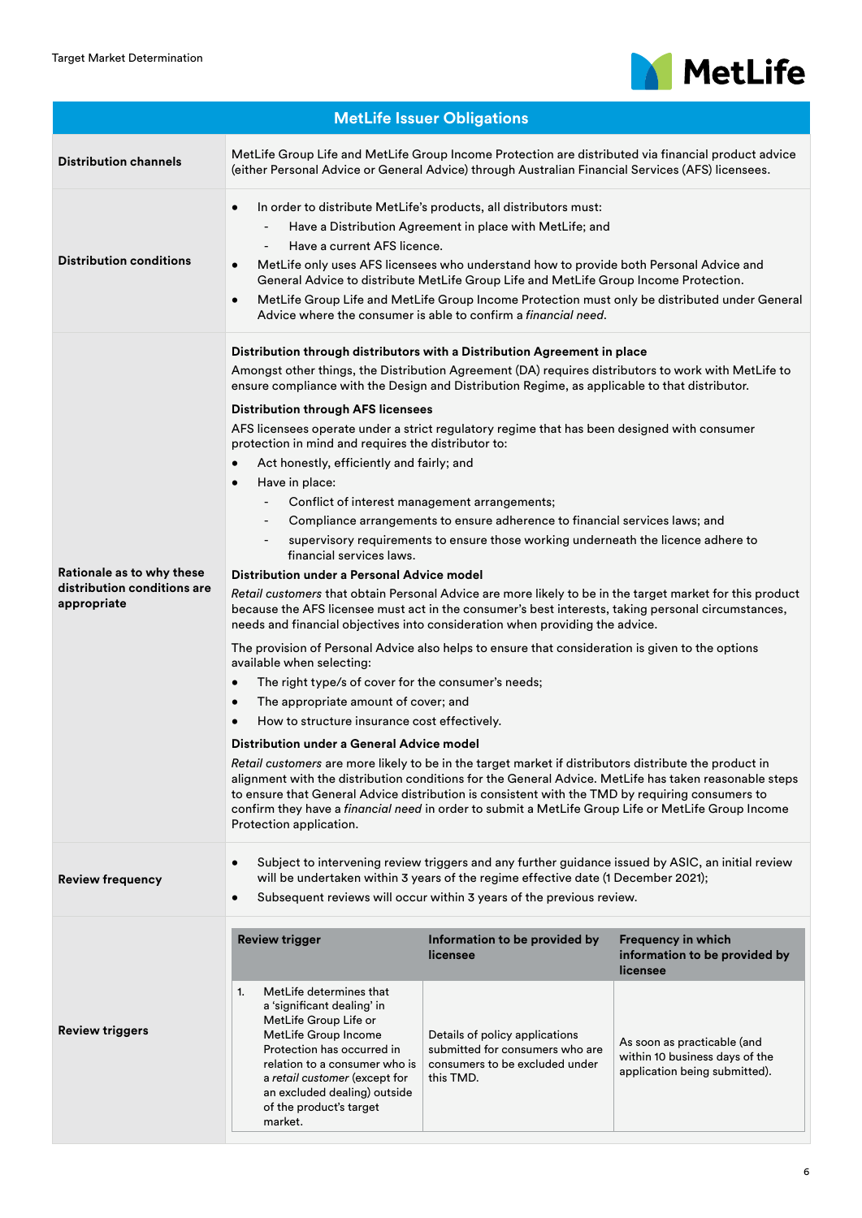## MetLife Issuer Obligations

**Distribution channels**

MetLife Group Life and MetLife Group Income Protection are distributed via financial product advice (either Personal Advice or General Advice) through Australian Financial Services (AFS) licensees.

**Distribution conditions**

- In order to distribute MetLife's products, all distributors must:
  - Have a Distribution Agreement in place with MetLife; and
  - Have a current AFS licence.
- MetLife only uses AFS licensees who understand how to provide both Personal Advice and General Advice to distribute MetLife Group Life and MetLife Group Income Protection.
- MetLife Group Life and MetLife Group Income Protection must only be distributed under General Advice where the consumer is able to confirm a *financial need*.

**Rationale as to why these distribution conditions are appropriate**

**Distribution through distributors with a Distribution Agreement in place**

Amongst other things, the Distribution Agreement (DA) requires distributors to work with MetLife to ensure compliance with the Design and Distribution Regime, as applicable to that distributor.

**Distribution through AFS licensees**

AFS licensees operate under a strict regulatory regime that has been designed with consumer protection in mind and requires the distributor to:

- Act honestly, efficiently and fairly; and
- Have in place:
  - Conflict of interest management arrangements;
  - Compliance arrangements to ensure adherence to financial services laws; and
  - supervisory requirements to ensure those working underneath the licence adhere to financial services laws.

**Distribution under a Personal Advice model**

*Retail customers* that obtain Personal Advice are more likely to be in the target market for this product because the AFS licensee must act in the consumer's best interests, taking personal circumstances, needs and financial objectives into consideration when providing the advice.

The provision of Personal Advice also helps to ensure that consideration is given to the options available when selecting:

- The right type/s of cover for the consumer's needs;
- The appropriate amount of cover; and
- How to structure insurance cost effectively.

**Distribution under a General Advice model**

*Retail customers* are more likely to be in the target market if distributors distribute the product in alignment with the distribution conditions for the General Advice. MetLife has taken reasonable steps to ensure that General Advice distribution is consistent with the TMD by requiring consumers to confirm they have a *financial need* in order to submit a MetLife Group Life or MetLife Group Income Protection application.

**Review frequency**

- Subject to intervening review triggers and any further guidance issued by ASIC, an initial review will be undertaken within 3 years of the regime effective date (1 December 2021);
- Subsequent reviews will occur within 3 years of the previous review.

**Review triggers**

| Review trigger | Information to be provided by licensee | Frequency in which information to be provided by licensee |
|---|---|---|
| 1. MetLife determines that a 'significant dealing' in MetLife Group Life or MetLife Group Income Protection has occurred in relation to a consumer who is a *retail customer* (except for an excluded dealing) outside of the product's target market. | Details of policy applications submitted for consumers who are consumers to be excluded under this TMD. | As soon as practicable (and within 10 business days of the application being submitted). |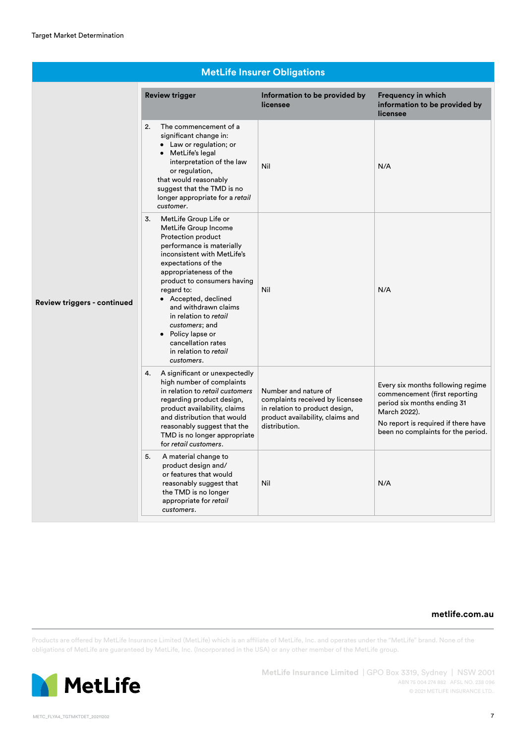## MetLife Insurer Obligations

| | Review trigger | Information to be provided by licensee | Frequency in which information to be provided by licensee |
|---|---|---|---|
| **Review triggers - continued** | 2. The commencement of a significant change in: <br>• Law or regulation; or <br>• MetLife's legal interpretation of the law or regulation, <br>that would reasonably suggest that the TMD is no longer appropriate for a *retail customer*. | Nil | N/A |
| | 3. MetLife Group Life or MetLife Group Income Protection product performance is materially inconsistent with MetLife's expectations of the appropriateness of the product to consumers having regard to: <br>• Accepted, declined and withdrawn claims in relation to *retail customers*; and <br>• Policy lapse or cancellation rates in relation to *retail customers*. | Nil | N/A |
| | 4. A significant or unexpectedly high number of complaints in relation to *retail customers* regarding product design, product availability, claims and distribution that would reasonably suggest that the TMD is no longer appropriate for *retail customers*. | Number and nature of complaints received by licensee in relation to product design, product availability, claims and distribution. | Every six months following regime commencement (first reporting period six months ending 31 March 2022). <br>No report is required if there have been no complaints for the period. |
| | 5. A material change to product design and/or features that would reasonably suggest that the TMD is no longer appropriate for *retail customers*. | Nil | N/A |

**metlife.com.au**

Products are offered by MetLife Insurance Limited (MetLife) which is an affiliate of MetLife, Inc. and operates under the "MetLife" brand. None of the obligations of MetLife are guaranteed by MetLife, Inc. (Incorporated in the USA) or any other member of the MetLife group.

MetLife Insurance Limited | GPO Box 3319, Sydney | NSW 2001
ABN 75 004 274 882 AFSL NO. 238 096
© 2021 METLIFE INSURANCE LTD.

METC_FLYA4_TGTMKTDET_20211202